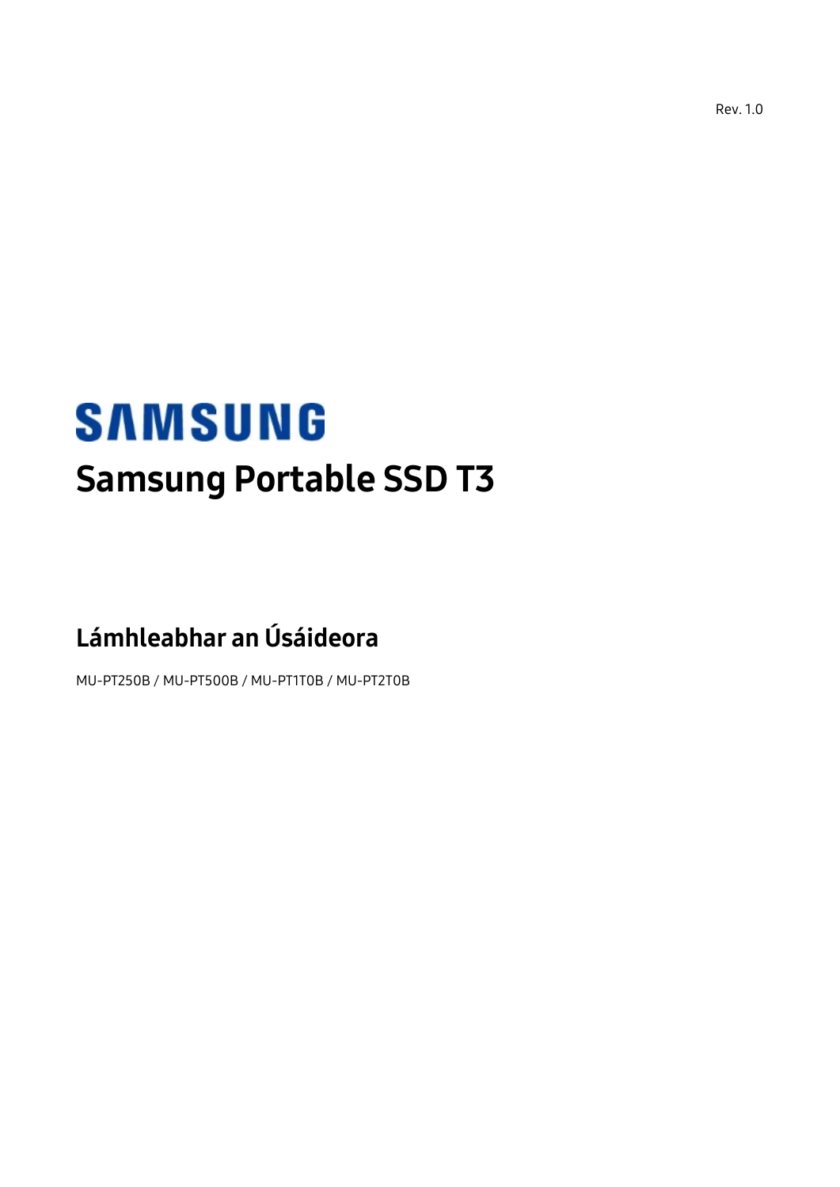Rev. 1.0

SAMSUNG

# Samsung Portable SSD T3

## Lámhleabhar an Úsáideora

MU-PT250B / MU-PT500B / MU-PT1T0B / MU-PT2T0B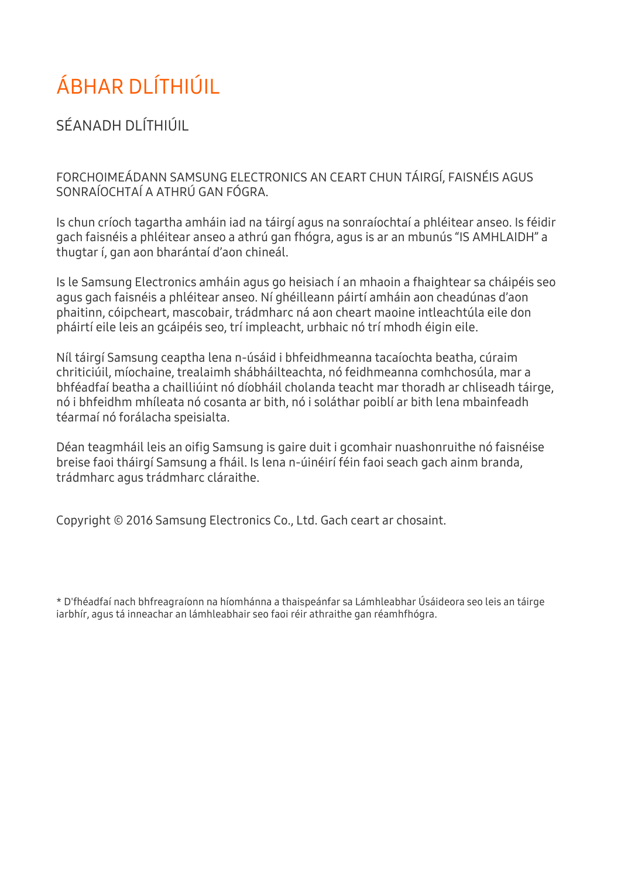# ÁBHAR DLÍTHIÚIL

## SÉANADH DLÍTHIÚIL

FORCHOIMEÁDANN SAMSUNG ELECTRONICS AN CEART CHUN TÁIRGÍ, FAISNÉIS AGUS SONRAÍOCHTAÍ A ATHRÚ GAN FÓGRA.

Is chun críoch tagartha amháin iad na táirgí agus na sonraíochtaí a phléitear anseo. Is féidir gach faisnéis a phléitear anseo a athrú gan fhógra, agus is ar an mbunús "IS AMHLAIDH" a thugtar í, gan aon bharántaí d'aon chineál.

Is le Samsung Electronics amháin agus go heisiach í an mhaoin a fhaightear sa cháipéis seo agus gach faisnéis a phléitear anseo. Ní ghéilleann páirtí amháin aon cheadúnas d'aon phaitinn, cóipcheart, mascobair, trádmharc ná aon cheart maoine intleachtúla eile don pháirtí eile leis an gcáipéis seo, trí impleacht, urbhaic nó trí mhodh éigin eile.

Níl táirgí Samsung ceaptha lena n-úsáid i bhfeidhmeanna tacaíochta beatha, cúraim chriticiúil, míochaine, trealaimh shábháilteachta, nó feidhmeanna comhchosúla, mar a bhféadfaí beatha a chailliúint nó díobháil cholanda teacht mar thoradh ar chliseadh táirge, nó i bhfeidhm mhíleata nó cosanta ar bith, nó i soláthar poiblí ar bith lena mbainfeadh téarmaí nó forálacha speisialta.

Déan teagmháil leis an oifig Samsung is gaire duit i gcomhair nuashonruithe nó faisnéise breise faoi tháirgí Samsung a fháil. Is lena n-úinéirí féin faoi seach gach ainm branda, trádmharc agus trádmharc cláraithe.

Copyright © 2016 Samsung Electronics Co., Ltd. Gach ceart ar chosaint.

* D'fhéadfaí nach bhfreagraíonn na híomhánna a thaispeánfar sa Lámhleabhar Úsáideora seo leis an táirge iarbhír, agus tá inneachar an lámhleabhair seo faoi réir athraithe gan réamhfhógra.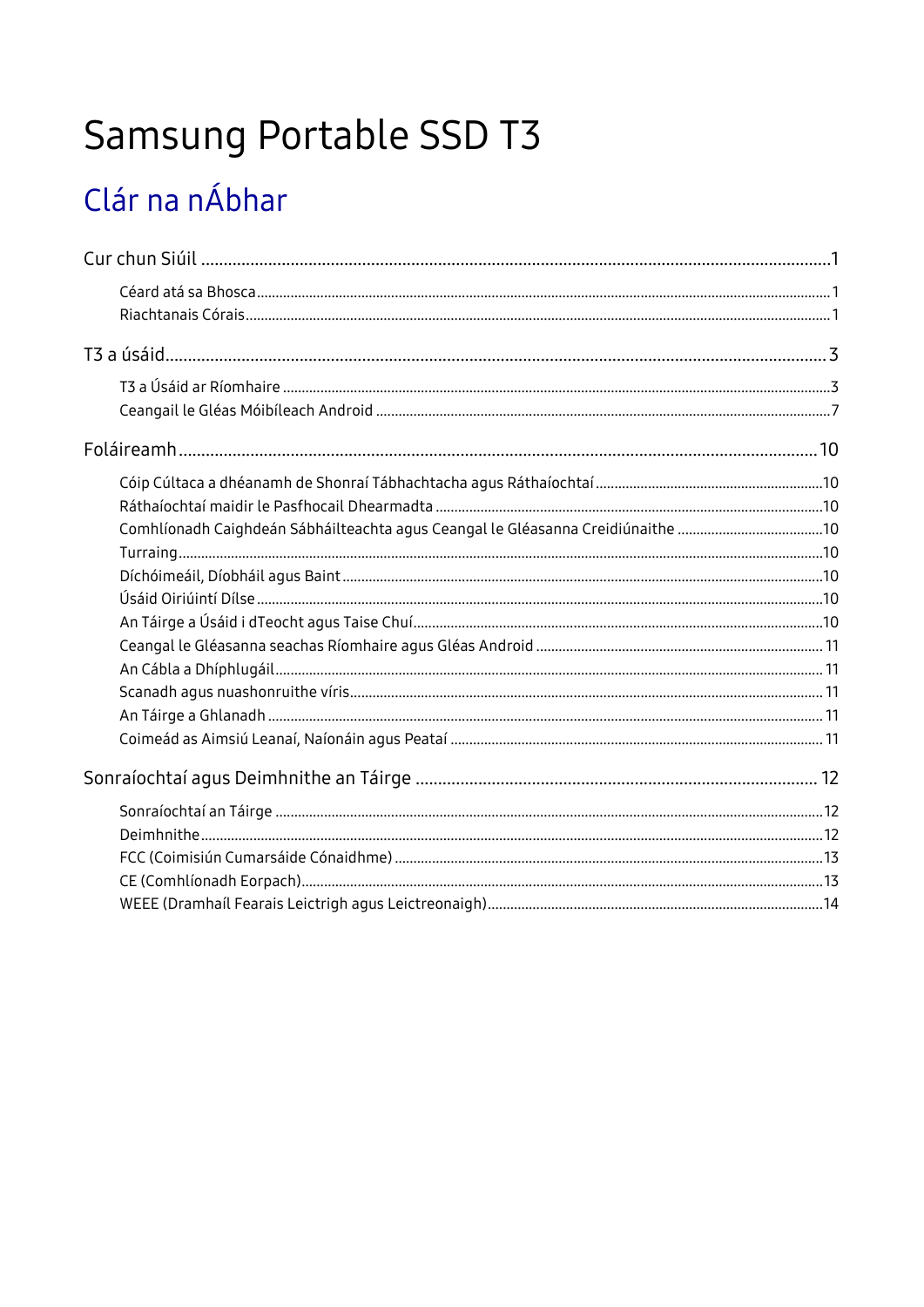# Samsung Portable SSD T3

## Clár na nÁbhar

Cur chun Siúil ... 1

- Céard atá sa Bhosca ... 1
- Riachtanais Córais ... 1

T3 a úsáid ... 3

- T3 a Úsáid ar Ríomhaire ... 3
- Ceangail le Gléas Móibíleach Android ... 7

Foláireamh ... 10

- Cóip Cúltaca a dhéanamh de Shonraí Tábhachtacha agus Ráthaíochtaí ... 10
- Ráthaíochtaí maidir le Pasfhocail Dhearmadta ... 10
- Comhlíonadh Caighdeán Sábháilteachta agus Ceangal le Gléasanna Creidiúnaithe ... 10
- Turraing ... 10
- Díchóimeáil, Díobháil agus Baint ... 10
- Úsáid Oiriúintí Dílse ... 10
- An Táirge a Úsáid i dTeocht agus Taise Chuí ... 10
- Ceangal le Gléasanna seachas Ríomhaire agus Gléas Android ... 11
- An Cábla a Dhíphlugáil ... 11
- Scanadh agus nuashonruithe víris ... 11
- An Táirge a Ghlanadh ... 11
- Coimeád as Aimsiú Leanaí, Naíonáin agus Peataí ... 11

Sonraíochtaí agus Deimhnithe an Táirge ... 12

- Sonraíochtaí an Táirge ... 12
- Deimhnithe ... 12
- FCC (Coimisiún Cumarsáide Cónaidhme) ... 13
- CE (Comhlíonadh Eorpach) ... 13
- WEEE (Dramhaíl Fearais Leictrigh agus Leictreonaigh) ... 14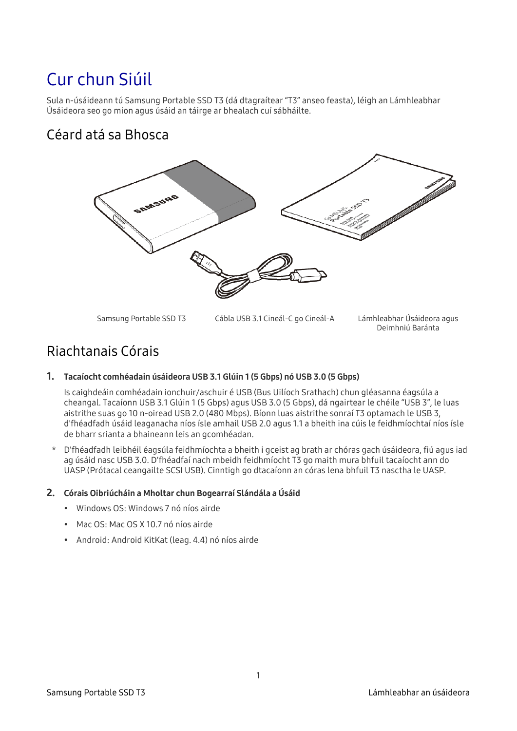# Cur chun Siúil

Sula n-úsáideann tú Samsung Portable SSD T3 (dá dtagraítear “T3” anseo feasta), léigh an Lámhleabhar Úsáideora seo go mion agus úsáid an táirge ar bhealach cuí sábháilte.

## Céard atá sa Bhosca

Samsung Portable SSD T3

Cábla USB 3.1 Cineál-C go Cineál-A

Lámhleabhar Úsáideora agus Deimhniú Baránta

## Riachtanais Córais

**1. Tacaíocht comhéadain úsáideora USB 3.1 Glúin 1 (5 Gbps) nó USB 3.0 (5 Gbps)**

Is caighdeáin comhéadain ionchuir/aschuir é USB (Bus Uilíoch Srathach) chun gléasanna éagsúla a cheangal. Tacaíonn USB 3.1 Glúin 1 (5 Gbps) agus USB 3.0 (5 Gbps), dá ngairtear le chéile “USB 3”, le luas aistrithe suas go 10 n-oiread USB 2.0 (480 Mbps). Bíonn luas aistrithe sonraí T3 optamach le USB 3, d'fhéadfadh úsáid leaganacha níos ísle amhail USB 2.0 agus 1.1 a bheith ina cúis le feidhmíochtaí níos ísle de bharr srianta a bhaineann leis an gcomhéadan.

\* D'fhéadfadh leibhéil éagsúla feidhmíochta a bheith i gceist ag brath ar chóras gach úsáideora, fiú agus iad ag úsáid nasc USB 3.0. D'fhéadfaí nach mbeidh feidhmíocht T3 go maith mura bhfuil tacaíocht ann do UASP (Prótacal ceangailte SCSI USB). Cinntigh go dtacaíonn an córas lena bhfuil T3 nasctha le UASP.

**2. Córais Oibriúcháin a Mholtar chun Bogearraí Slándála a Úsáid**

- Windows OS: Windows 7 nó níos airde
- Mac OS: Mac OS X 10.7 nó níos airde
- Android: Android KitKat (leag. 4.4) nó níos airde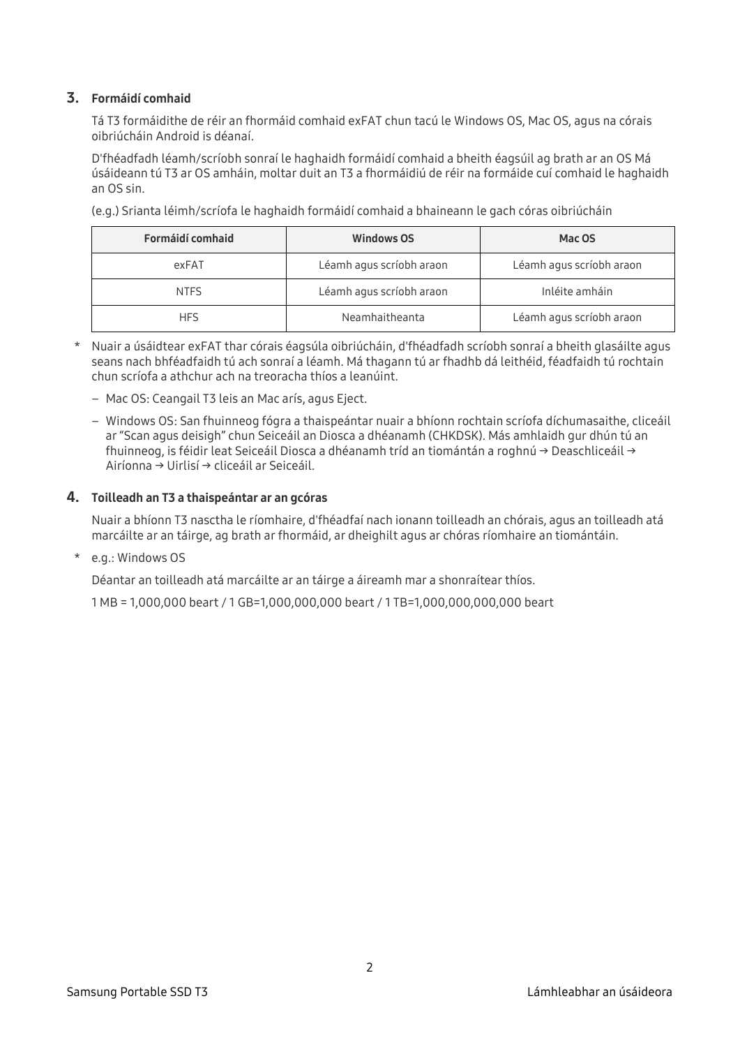## 3. Formáidí comhaid

Tá T3 formáidithe de réir an fhormáid comhaid exFAT chun tacú le Windows OS, Mac OS, agus na córais oibriúcháin Android is déanaí.

D'fhéadfadh léamh/scríobh sonraí le haghaidh formáidí comhaid a bheith éagsúil ag brath ar an OS Má úsáideann tú T3 ar OS amháin, moltar duit an T3 a fhormáidiú de réir na formáide cuí comhaid le haghaidh an OS sin.

(e.g.) Srianta léimh/scríofa le haghaidh formáidí comhaid a bhaineann le gach córas oibriúcháin

| Formáidí comhaid | Windows OS | Mac OS |
|---|---|---|
| exFAT | Léamh agus scríobh araon | Léamh agus scríobh araon |
| NTFS | Léamh agus scríobh araon | Inléite amháin |
| HFS | Neamhaitheanta | Léamh agus scríobh araon |

\* Nuair a úsáidtear exFAT thar córais éagsúla oibriúcháin, d'fhéadfadh scríobh sonraí a bheith glasáilte agus seans nach bhféadfaidh tú ach sonraí a léamh. Má thagann tú ar fhadhb dá leithéid, féadfaidh tú rochtain chun scríofa a athchur ach na treoracha thíos a leanúint.

- Mac OS: Ceangail T3 leis an Mac arís, agus Eject.
- Windows OS: San fhuinneog fógra a thaispeántar nuair a bhíonn rochtain scríofa díchumasaithe, cliceáil ar "Scan agus deisigh" chun Seiceáil an Diosca a dhéanamh (CHKDSK). Más amhlaidh gur dhún tú an fhuinneog, is féidir leat Seiceáil Diosca a dhéanamh tríd an tiomántán a roghnú → Deaschliceáil → Airíonna → Uirlisí → cliceáil ar Seiceáil.

## 4. Toilleadh an T3 a thaispeántar ar an gcóras

Nuair a bhíonn T3 nasctha le ríomhaire, d'fhéadfaí nach ionann toilleadh an chórais, agus an toilleadh atá marcáilte ar an táirge, ag brath ar fhormáid, ar dheighilt agus ar chóras ríomhaire an tiomántáin.

\* e.g.: Windows OS

Déantar an toilleadh atá marcáilte ar an táirge a áireamh mar a shonraítear thíos.

1 MB = 1,000,000 beart / 1 GB=1,000,000,000 beart / 1 TB=1,000,000,000,000 beart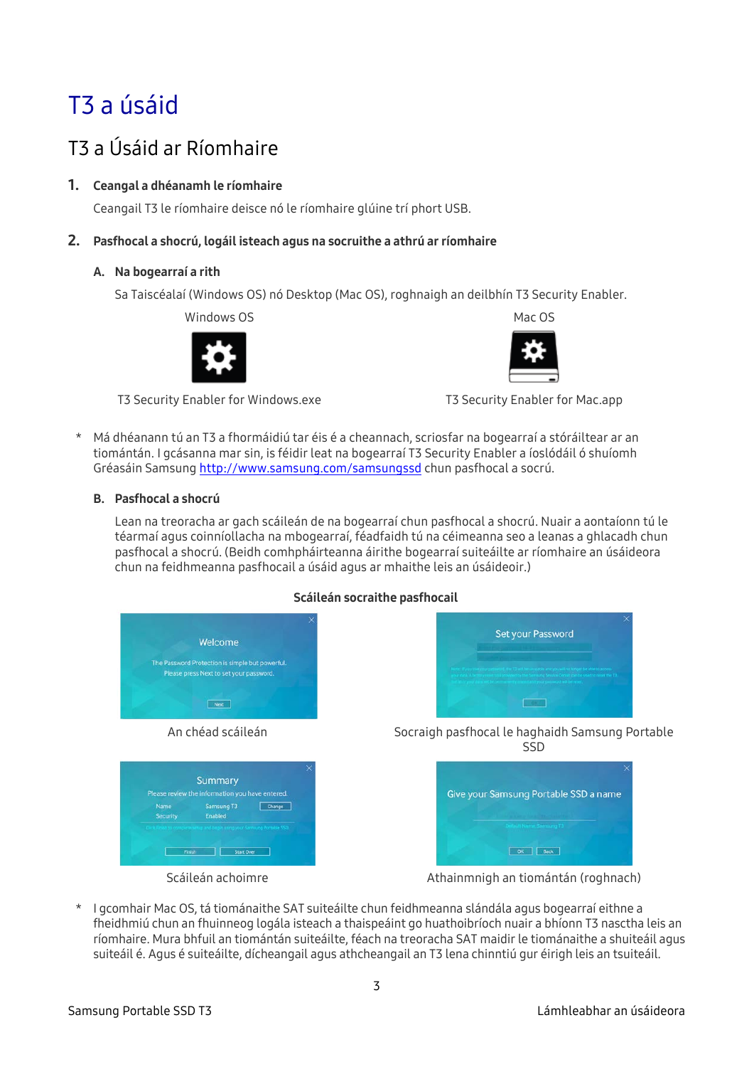# T3 a úsáid

## T3 a Úsáid ar Ríomhaire

**1. Ceangal a dhéanamh le ríomhaire**

Ceangail T3 le ríomhaire deisce nó le ríomhaire glúine trí phort USB.

**2. Pasfhocal a shocrú, logáil isteach agus na socruithe a athrú ar ríomhaire**

**A. Na bogearraí a rith**

Sa Taiscéalaí (Windows OS) nó Desktop (Mac OS), roghnaigh an deilbhín T3 Security Enabler.

Windows OS

T3 Security Enabler for Windows.exe

Mac OS

T3 Security Enabler for Mac.app

\* Má dhéanann tú an T3 a fhormáidiú tar éis é a cheannach, scriosfar na bogearraí a stóráiltear ar an tiomántán. I gcásanna mar sin, is féidir leat na bogearraí T3 Security Enabler a íoslódáil ó shuíomh Gréasáin Samsung http://www.samsung.com/samsungssd chun pasfhocal a socrú.

**B. Pasfhocal a shocrú**

Lean na treoracha ar gach scáileán de na bogearraí chun pasfhocal a shocrú. Nuair a aontaíonn tú le téarmaí agus coinníollacha na mbogearraí, féadfaidh tú na céimeanna seo a leanas a ghlacadh chun pasfhocal a shocrú. (Beidh comhpháirteanna áirithe bogearraí suiteáilte ar ríomhaire an úsáideora chun na feidhmeanna pasfhocail a úsáid agus ar mhaithe leis an úsáideoir.)

**Scáileán socraithe pasfhocail**

An chéad scáileán

Socraigh pasfhocal le haghaidh Samsung Portable SSD

Scáileán achoimre

Athainmnigh an tiomántán (roghnach)

\* I gcomhair Mac OS, tá tiománaithe SAT suiteáilte chun feidhmeanna slándála agus bogearraí eithne a fheidhmiú chun an fhuinneog logála isteach a thaispeáint go huathoibríoch nuair a bhíonn T3 nasctha leis an ríomhaire. Mura bhfuil an tiomántán suiteáilte, féach na treoracha SAT maidir le tiománaithe a shuiteáil agus suiteáil é. Agus é suiteáilte, dícheangail agus athcheangail an T3 lena chinntiú gur éirigh leis an tsuiteáil.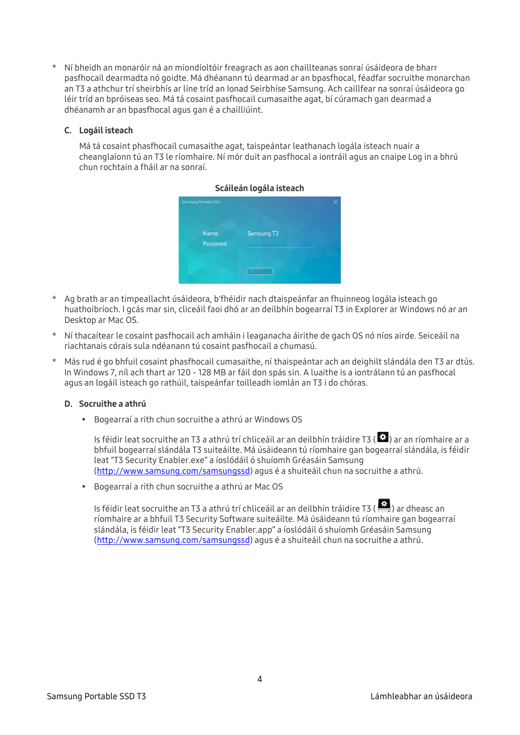* Ní bheidh an monaróir ná an miondíoltóir freagrach as aon chaillteanas sonraí úsáideora de bharr pasfhocail dearmadta nó goidte. Má dhéanann tú dearmad ar an bpasfhocal, féadfar socruithe monarchan an T3 a athchur trí sheirbhís ar líne tríd an Ionad Seirbhíse Samsung. Ach caillfear na sonraí úsáideora go léir tríd an bpróiseas seo. Má tá cosaint pasfhocail cumasaithe agat, bí cúramach gan dearmad a dhéanamh ar an bpasfhocal agus gan é a chailliúint.

### C. Logáil isteach

Má tá cosaint phasfhocail cumasaithe agat, taispeántar leathanach logála isteach nuair a cheanglaíonn tú an T3 le ríomhaire. Ní mór duit an pasfhocal a iontráil agus an cnaipe Log in a bhrú chun rochtain a fháil ar na sonraí.

**Scáileán logála isteach**

* Ag brath ar an timpeallacht úsáideora, b'fhéidir nach dtaispeánfar an fhuinneog logála isteach go huathoibríoch. I gcás mar sin, cliceáil faoi dhó ar an deilbhín bogearraí T3 in Explorer ar Windows nó ar an Desktop ar Mac OS.

* Ní thacaítear le cosaint pasfhocail ach amháin i leaganacha áirithe de gach OS nó níos airde. Seiceáil na riachtanais córais sula ndéanann tú cosaint pasfhocail a chumasú.

* Más rud é go bhfuil cosaint phasfhocail cumasaithe, ní thaispeántar ach an deighilt slándála den T3 ar dtús. In Windows 7, níl ach thart ar 120 - 128 MB ar fáil don spás sin. A luaithe is a iontrálann tú an pasfhocal agus an logáil isteach go rathúil, taispeánfar toilleadh iomlán an T3 i do chóras.

### D. Socruithe a athrú

- Bogearraí a rith chun socruithe a athrú ar Windows OS

  Is féidir leat socruithe an T3 a athrú trí chliceáil ar an deilbhín tráidire T3 ( ) ar an ríomhaire ar a bhfuil bogearraí slándála T3 suiteáilte. Má úsáideann tú ríomhaire gan bogearraí slándála, is féidir leat "T3 Security Enabler.exe" a íoslódáil ó shuíomh Gréasáin Samsung (http://www.samsung.com/samsungssd) agus é a shuiteáil chun na socruithe a athrú.

- Bogearraí a rith chun socruithe a athrú ar Mac OS

  Is féidir leat socruithe an T3 a athrú trí chliceáil ar an deilbhín tráidire T3 ( ) ar dheasc an ríomhaire ar a bhfuil T3 Security Software suiteáilte. Má úsáideann tú ríomhaire gan bogearraí slándála, is féidir leat "T3 Security Enabler.app" a íoslódáil ó shuíomh Gréasáin Samsung (http://www.samsung.com/samsungssd) agus é a shuiteáil chun na socruithe a athrú.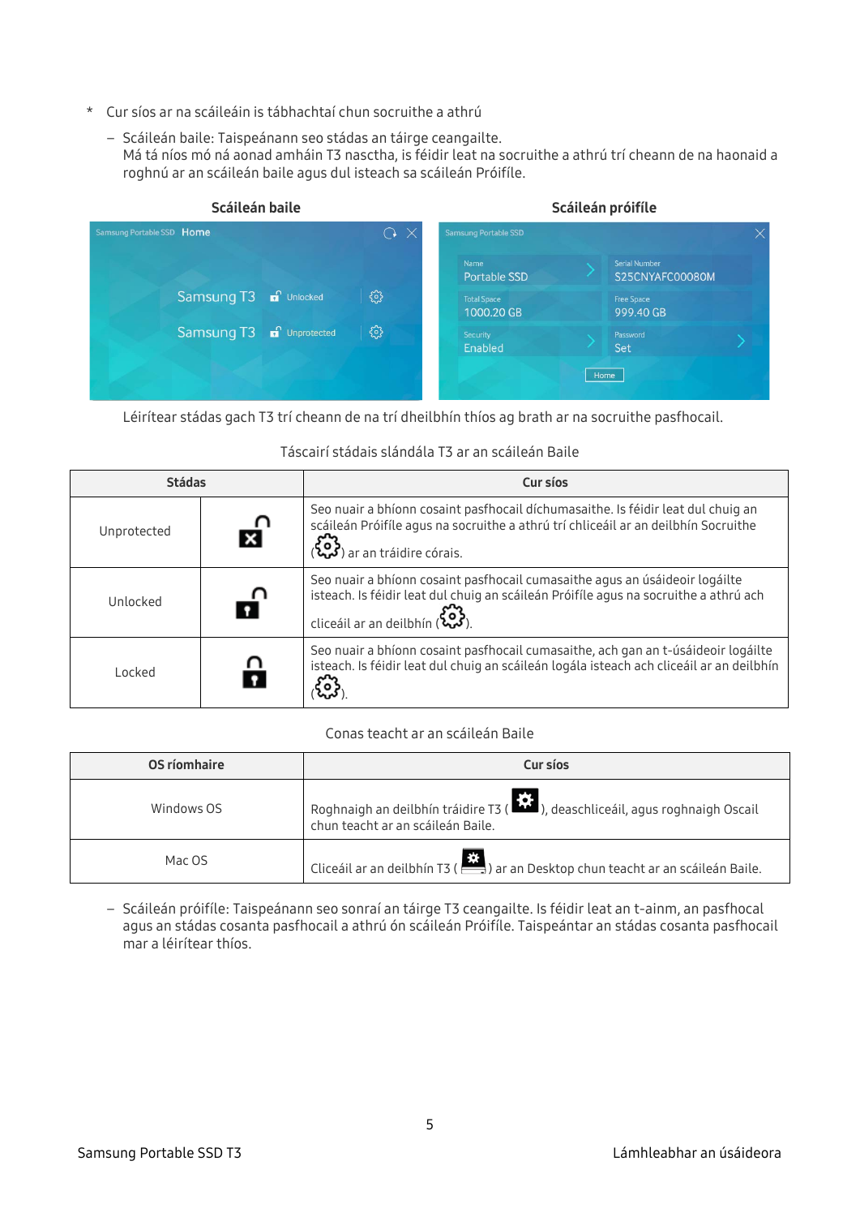* Cur síos ar na scáileáin is tábhachtaí chun socruithe a athrú

  – Scáileán baile: Taispeánann seo stádas an táirge ceangailte.
  Má tá níos mó ná aonad amháin T3 nasctha, is féidir leat na socruithe a athrú trí cheann de na haonaid a roghnú ar an scáileán baile agus dul isteach sa scáileán Próifíle.

**Scáileán baile** **Scáileán próifíle**

Léirítear stádas gach T3 trí cheann de na trí dheilbhín thíos ag brath ar na socruithe pasfhocail.

Táscairí stádais slándála T3 ar an scáileán Baile

| Stádas | | Cur síos |
|---|---|---|
| Unprotected | | Seo nuair a bhíonn cosaint pasfhocail díchumasaithe. Is féidir leat dul chuig an scáileán Próifíle agus na socruithe a athrú trí chliceáil ar an deilbhín Socruithe ( ) ar an tráidire córais. |
| Unlocked | | Seo nuair a bhíonn cosaint pasfhocail cumasaithe agus an úsáideoir logáilte isteach. Is féidir leat dul chuig an scáileán Próifíle agus na socruithe a athrú ach cliceáil ar an deilbhín ( ). |
| Locked | | Seo nuair a bhíonn cosaint pasfhocail cumasaithe, ach gan an t-úsáideoir logáilte isteach. Is féidir leat dul chuig an scáileán logála isteach ach cliceáil ar an deilbhín ( ). |

Conas teacht ar an scáileán Baile

| OS ríomhaire | Cur síos |
|---|---|
| Windows OS | Roghnaigh an deilbhín tráidire T3 ( ), deaschliceáil, agus roghnaigh Oscail chun teacht ar an scáileán Baile. |
| Mac OS | Cliceáil ar an deilbhín T3 ( ) ar an Desktop chun teacht ar an scáileán Baile. |

  – Scáileán próifíle: Taispeánann seo sonraí an táirge T3 ceangailte. Is féidir leat an t-ainm, an pasfhocal agus an stádas cosanta pasfhocail a athrú ón scáileán Próifíle. Taispeántar an stádas cosanta pasfhocail mar a léirítear thíos.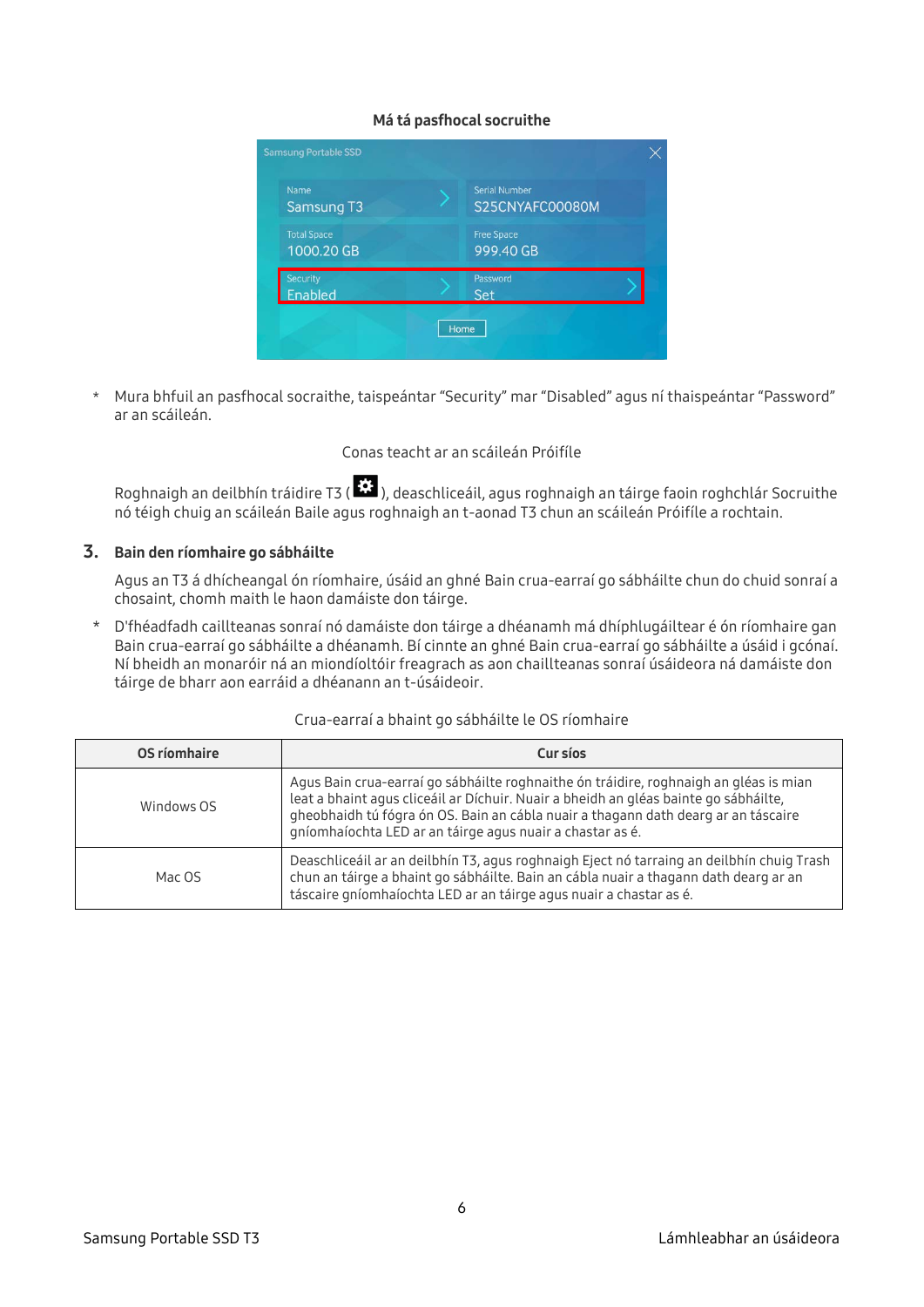**Má tá pasfhocal socruithe**

\* Mura bhfuil an pasfhocal socraithe, taispeántar "Security" mar "Disabled" agus ní thaispeántar "Password" ar an scáileán.

Conas teacht ar an scáileán Próifíle

Roghnaigh an deilbhín tráidire T3 (⚙), deaschliceáil, agus roghnaigh an táirge faoin roghchlár Socruithe nó téigh chuig an scáileán Baile agus roghnaigh an t-aonad T3 chun an scáileán Próifíle a rochtain.

## 3. Bain den ríomhaire go sábháilte

Agus an T3 á dhícheangal ón ríomhaire, úsáid an ghné Bain crua-earraí go sábháilte chun do chuid sonraí a chosaint, chomh maith le haon damáiste don táirge.

\* D'fhéadfadh caillteanas sonraí nó damáiste don táirge a dhéanamh má dhíphlugáiltear é ón ríomhaire gan Bain crua-earraí go sábháilte a dhéanamh. Bí cinnte an ghné Bain crua-earraí go sábháilte a úsáid i gcónaí. Ní bheidh an monaróir ná an miondíoltóir freagrach as aon chaillteanas sonraí úsáideora ná damáiste don táirge de bharr aon earráid a dhéanann an t-úsáideoir.

Crua-earraí a bhaint go sábháilte le OS ríomhaire

| OS ríomhaire | Cur síos |
|---|---|
| Windows OS | Agus Bain crua-earraí go sábháilte roghnaithe ón tráidire, roghnaigh an gléas is mian leat a bhaint agus cliceáil ar Díchuir. Nuair a bheidh an gléas bainte go sábháilte, gheobhaidh tú fógra ón OS. Bain an cábla nuair a thagann dath dearg ar an táscaire gníomhaíochta LED ar an táirge agus nuair a chastar as é. |
| Mac OS | Deaschliceáil ar an deilbhín T3, agus roghnaigh Eject nó tarraing an deilbhín chuig Trash chun an táirge a bhaint go sábháilte. Bain an cábla nuair a thagann dath dearg ar an táscaire gníomhaíochta LED ar an táirge agus nuair a chastar as é. |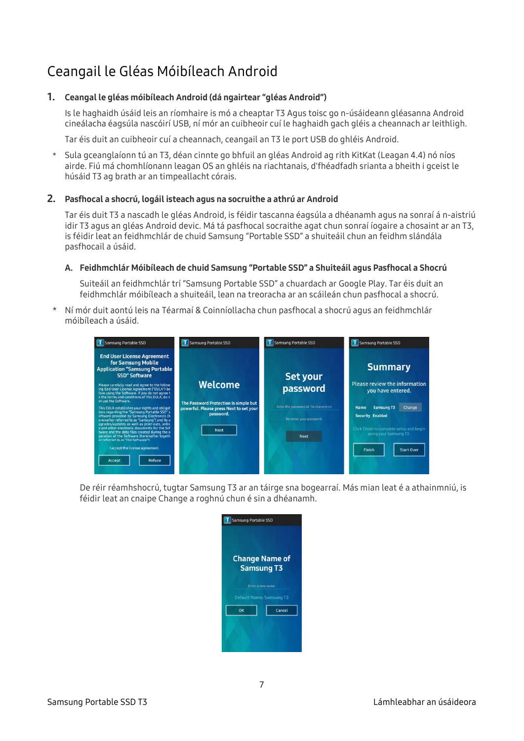# Ceangail le Gléas Móibíleach Android

## 1. Ceangal le gléas móibíleach Android (dá ngairtear "gléas Android")

Is le haghaidh úsáid leis an ríomhaire is mó a cheaptar T3 Agus toisc go n-úsáideann gléasanna Android cineálacha éagsúla nascóirí USB, ní mór an cuibheoir cuí le haghaidh gach gléis a cheannach ar leithligh.

Tar éis duit an cuibheoir cuí a cheannach, ceangail an T3 le port USB do ghléis Android.

* Sula gceanglaíonn tú an T3, déan cinnte go bhfuil an gléas Android ag rith KitKat (Leagan 4.4) nó níos airde. Fiú má chomhlíonann leagan OS an ghléis na riachtanais, d'fhéadfadh srianta a bheith i gceist le húsáid T3 ag brath ar an timpeallacht córais.

## 2. Pasfhocal a shocrú, logáil isteach agus na socruithe a athrú ar Android

Tar éis duit T3 a nascadh le gléas Android, is féidir tascanna éagsúla a dhéanamh agus na sonraí á n-aistriú idir T3 agus an gléas Android devic. Má tá pasfhocal socraithe agat chun sonraí íogaire a chosaint ar an T3, is féidir leat an feidhmchlár de chuid Samsung "Portable SSD" a shuiteáil chun an feidhm slándála pasfhocail a úsáid.

### A. Feidhmchlár Móibíleach de chuid Samsung "Portable SSD" a Shuiteáil agus Pasfhocal a Shocrú

Suiteáil an feidhmchlár trí "Samsung Portable SSD" a chuardach ar Google Play. Tar éis duit an feidhmchlár móibíleach a shuiteáil, lean na treoracha ar an scáileán chun pasfhocal a shocrú.

* Ní mór duit aontú leis na Téarmaí & Coinníollacha chun pasfhocal a shocrú agus an feidhmchlár móibíleach a úsáid.

De réir réamhshocrú, tugtar Samsung T3 ar an táirge sna bogearraí. Más mian leat é a athainmniú, is féidir leat an cnaipe Change a roghnú chun é sin a dhéanamh.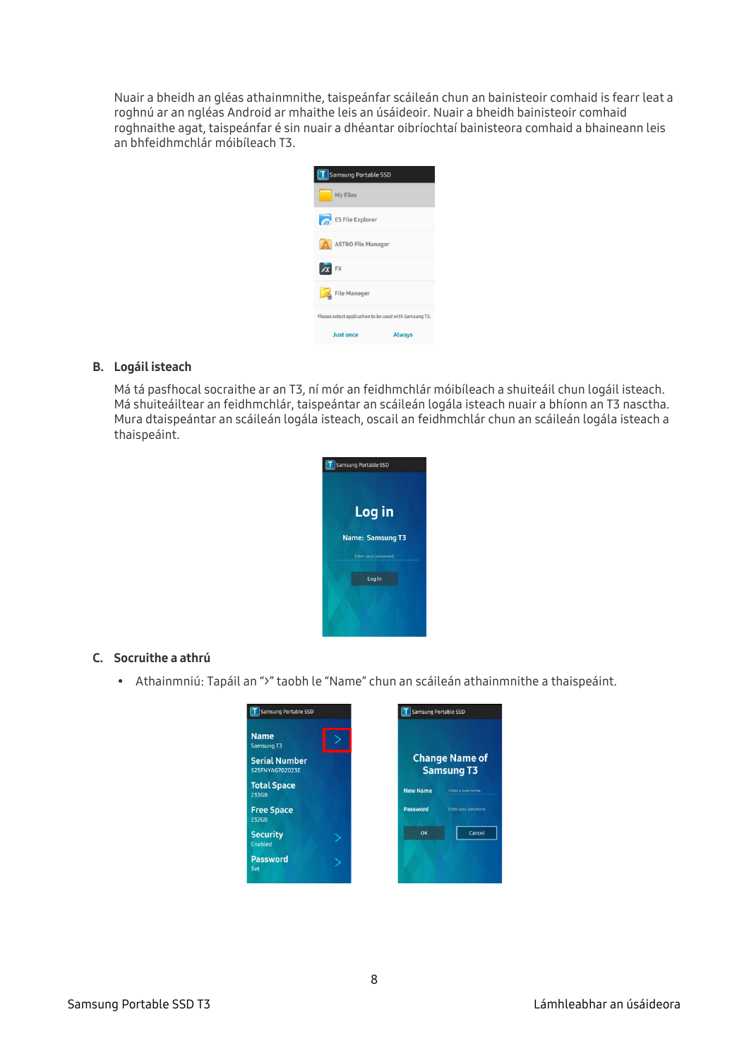Nuair a bheidh an gléas athainmnithe, taispeánfar scáileán chun an bainisteoir comhaid is fearr leat a roghnú ar an ngléas Android ar mhaithe leis an úsáideoir. Nuair a bheidh bainisteoir comhaid roghnaithe agat, taispeánfar é sin nuair a dhéantar oibríochtaí bainisteora comhaid a bhaineann leis an bhfeidhmchlár móibíleach T3.

## B. Logáil isteach

Má tá pasfhocal socraithe ar an T3, ní mór an feidhmchlár móibíleach a shuiteáil chun logáil isteach. Má shuiteáiltear an feidhmchlár, taispeántar an scáileán logála isteach nuair a bhíonn an T3 nasctha. Mura dtaispeántar an scáileán logála isteach, oscail an feidhmchlár chun an scáileán logála isteach a thaispeáint.

## C. Socruithe a athrú

- Athainmniú: Tapáil an ">" taobh le "Name" chun an scáileán athainmnithe a thaispeáint.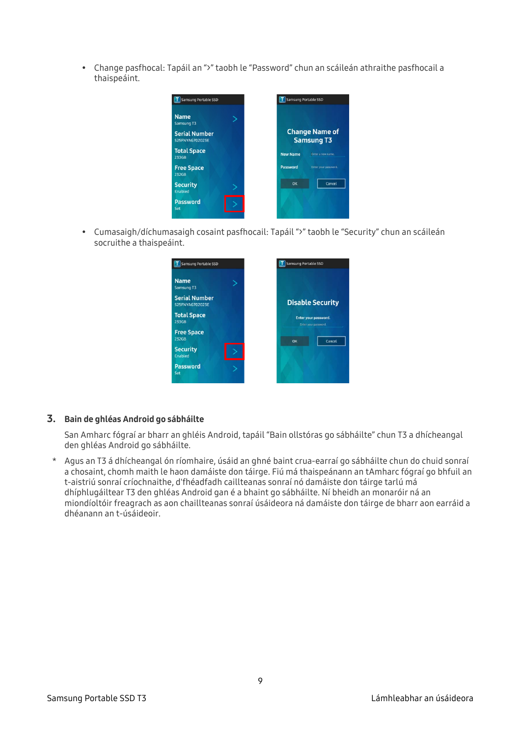- Change pasfhocal: Tapáil an ">" taobh le "Password" chun an scáileán athraithe pasfhocail a thaispeáint.

- Cumasaigh/díchumasaigh cosaint pasfhocail: Tapáil ">" taobh le "Security" chun an scáileán socruithe a thaispeáint.

## 3. Bain de ghléas Android go sábháilte

San Amharc fógraí ar bharr an ghléis Android, tapáil "Bain ollstóras go sábháilte" chun T3 a dhícheangal den ghléas Android go sábháilte.

\* Agus an T3 á dhícheangal ón ríomhaire, úsáid an ghné baint crua-earraí go sábháilte chun do chuid sonraí a chosaint, chomh maith le haon damáiste don táirge. Fiú má thaispeánann an tAmharc fógraí go bhfuil an t-aistriú sonraí críochnaithe, d'fhéadfadh caillteanas sonraí nó damáiste don táirge tarlú má dhíphlugáiltear T3 den ghléas Android gan é a bhaint go sábháilte. Ní bheidh an monaróir ná an miondíoltóir freagrach as aon chaillteanas sonraí úsáideora ná damáiste don táirge de bharr aon earráid a dhéanann an t-úsáideoir.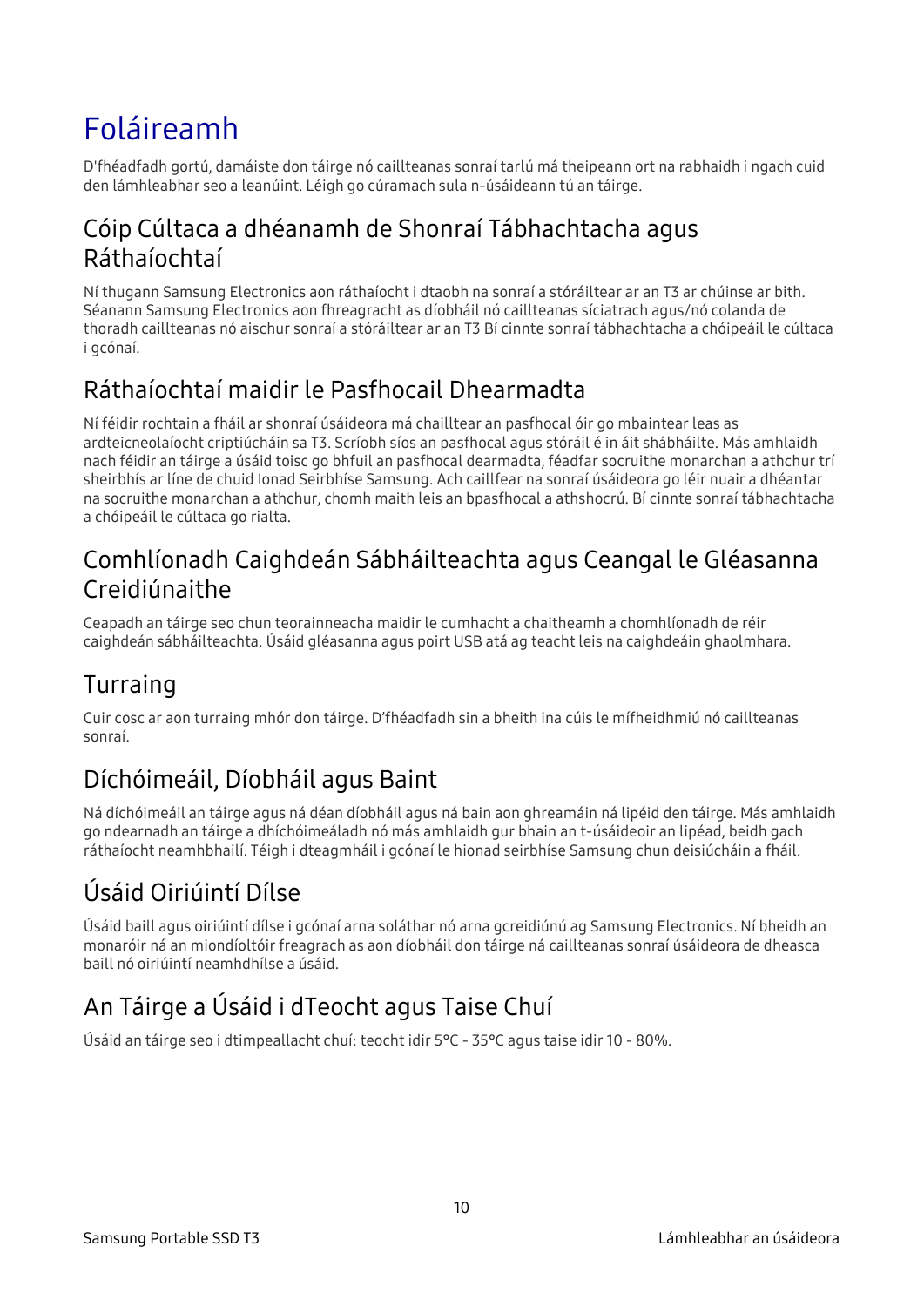# Foláireamh

D'fhéadfadh gortú, damáiste don táirge nó caillteanas sonraí tarlú má theipeann ort na rabhaidh i ngach cuid den lámhleabhar seo a leanúint. Léigh go cúramach sula n-úsáideann tú an táirge.

## Cóip Cúltaca a dhéanamh de Shonraí Tábhachtacha agus Ráthaíochtaí

Ní thugann Samsung Electronics aon ráthaíocht i dtaobh na sonraí a stóráiltear ar an T3 ar chúinse ar bith. Séanann Samsung Electronics aon fhreagracht as díobháil nó caillteanas síciatrach agus/nó colanda de thoradh caillteanas nó aischur sonraí a stóráiltear ar an T3 Bí cinnte sonraí tábhachtacha a chóipeáil le cúltaca i gcónaí.

## Ráthaíochtaí maidir le Pasfhocail Dhearmadta

Ní féidir rochtain a fháil ar shonraí úsáideora má chailltear an pasfhocal óir go mbaintear leas as ardteicneolaíocht criptiúcháin sa T3. Scríobh síos an pasfhocal agus stóráil é in áit shábháilte. Más amhlaidh nach féidir an táirge a úsáid toisc go bhfuil an pasfhocal dearmadta, féadfar socruithe monarchan a athchur trí sheirbhís ar líne de chuid Ionad Seirbhíse Samsung. Ach caillfear na sonraí úsáideora go léir nuair a dhéantar na socruithe monarchan a athchur, chomh maith leis an bpasfhocal a athshocrú. Bí cinnte sonraí tábhachtacha a chóipeáil le cúltaca go rialta.

## Comhlíonadh Caighdeán Sábháilteachta agus Ceangal le Gléasanna Creidiúnaithe

Ceapadh an táirge seo chun teorainneacha maidir le cumhacht a chaitheamh a chomhlíonadh de réir caighdeán sábháilteachta. Úsáid gléasanna agus poirt USB atá ag teacht leis na caighdeáin ghaolmhara.

## Turraing

Cuir cosc ar aon turraing mhór don táirge. D'fhéadfadh sin a bheith ina cúis le mífheidhmiú nó caillteanas sonraí.

## Díchóimeáil, Díobháil agus Baint

Ná díchóimeáil an táirge agus ná déan díobháil agus ná bain aon ghreamáin ná lipéid den táirge. Más amhlaidh go ndearnadh an táirge a dhíchóimeáladh nó más amhlaidh gur bhain an t-úsáideoir an lipéad, beidh gach ráthaíocht neamhbhailí. Téigh i dteagmháil i gcónaí le hionad seirbhíse Samsung chun deisiúcháin a fháil.

## Úsáid Oiriúintí Dílse

Úsáid baill agus oiriúintí dílse i gcónaí arna soláthar nó arna gcreidiúnú ag Samsung Electronics. Ní bheidh an monaróir ná an miondíoltóir freagrach as aon díobháil don táirge ná caillteanas sonraí úsáideora de dheasca baill nó oiriúintí neamhdhílse a úsáid.

## An Táirge a Úsáid i dTeocht agus Taise Chuí

Úsáid an táirge seo i dtimpeallacht chuí: teocht idir 5°C - 35°C agus taise idir 10 - 80%.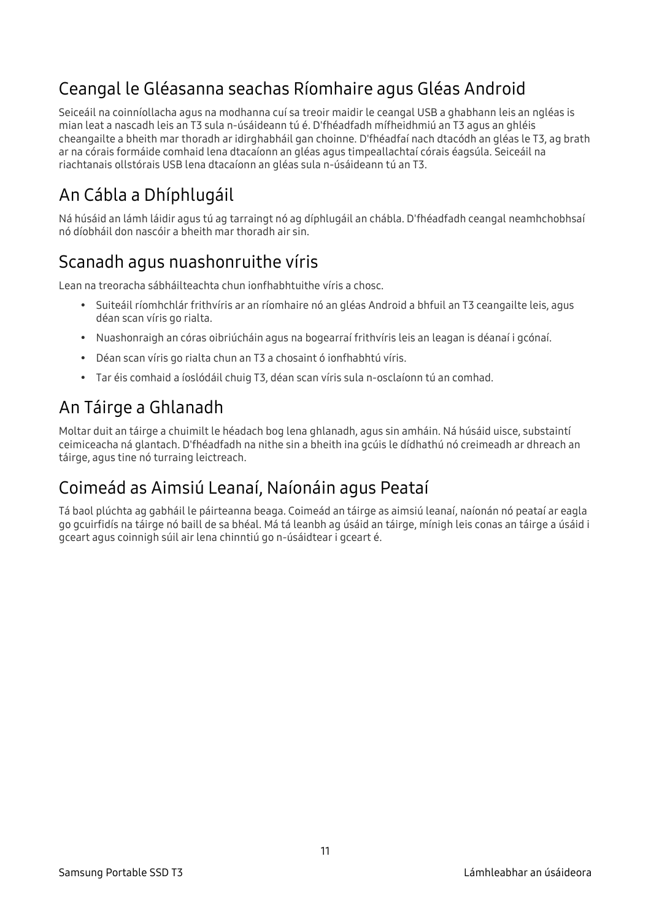## Ceangal le Gléasanna seachas Ríomhaire agus Gléas Android

Seiceáil na coinníollacha agus na modhanna cuí sa treoir maidir le ceangal USB a ghabhann leis an ngléas is mian leat a nascadh leis an T3 sula n-úsáideann tú é. D'fhéadfadh mífheidhmiú an T3 agus an ghléis cheangailte a bheith mar thoradh ar idirghabháil gan choinne. D'fhéadfaí nach dtacódh an gléas le T3, ag brath ar na córais formáide comhaid lena dtacaíonn an gléas agus timpeallachtaí córais éagsúla. Seiceáil na riachtanais ollstórais USB lena dtacaíonn an gléas sula n-úsáideann tú an T3.

## An Cábla a Dhíphlugáil

Ná húsáid an lámh láidir agus tú ag tarraingt nó ag díphlugáil an chábla. D'fhéadfadh ceangal neamhchobhsaí nó díobháil don nascóir a bheith mar thoradh air sin.

## Scanadh agus nuashonruithe víris

Lean na treoracha sábháilteachta chun ionfhabhtuithe víris a chosc.

- Suiteáil ríomhchlár frithvíris ar an ríomhaire nó an gléas Android a bhfuil an T3 ceangailte leis, agus déan scan víris go rialta.
- Nuashonraigh an córas oibriúcháin agus na bogearraí frithvíris leis an leagan is déanaí i gcónaí.
- Déan scan víris go rialta chun an T3 a chosaint ó ionfhabhtú víris.
- Tar éis comhaid a íoslódáil chuig T3, déan scan víris sula n-osclaíonn tú an comhad.

## An Táirge a Ghlanadh

Moltar duit an táirge a chuimilt le héadach bog lena ghlanadh, agus sin amháin. Ná húsáid uisce, substaintí ceimiceacha ná glantach. D'fhéadfadh na nithe sin a bheith ina gcúis le dídhathú nó creimeadh ar dhreach an táirge, agus tine nó turraing leictreach.

## Coimeád as Aimsiú Leanaí, Naíonáin agus Peataí

Tá baol plúchta ag gabháil le páirteanna beaga. Coimeád an táirge as aimsiú leanaí, naíonán nó peataí ar eagla go gcuirfidís na táirge nó baill de sa bhéal. Má tá leanbh ag úsáid an táirge, mínigh leis conas an táirge a úsáid i gceart agus coinnigh súil air lena chinntiú go n-úsáidtear i gceart é.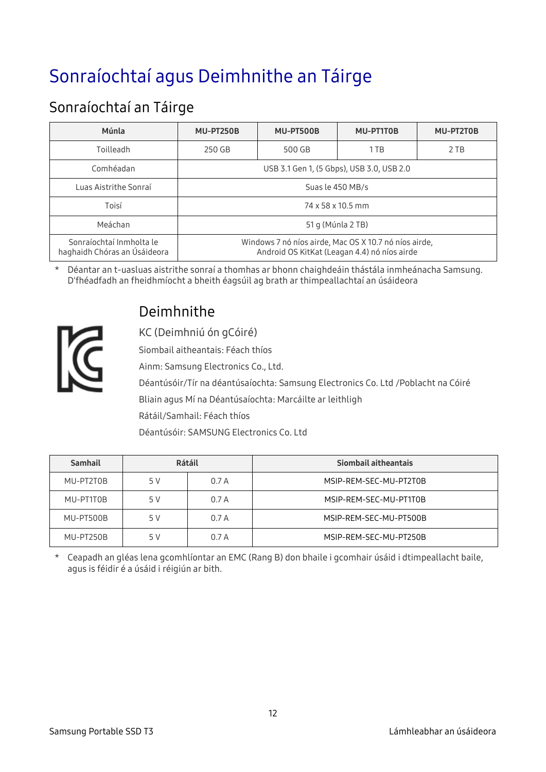# Sonraíochtaí agus Deimhnithe an Táirge

## Sonraíochtaí an Táirge

| Múnla | MU-PT250B | MU-PT500B | MU-PT1T0B | MU-PT2T0B |
|---|---|---|---|---|
| Toilleadh | 250 GB | 500 GB | 1 TB | 2 TB |
| Comhéadan | USB 3.1 Gen 1, (5 Gbps), USB 3.0, USB 2.0 | | | |
| Luas Aistrithe Sonraí | Suas le 450 MB/s | | | |
| Toisí | 74 x 58 x 10.5 mm | | | |
| Meáchan | 51 g (Múnla 2 TB) | | | |
| Sonraíochtaí Inmholta le haghaidh Chóras an Úsáideora | Windows 7 nó níos airde, Mac OS X 10.7 nó níos airde, Android OS KitKat (Leagan 4.4) nó níos airde | | | |

* Déantar an t-uasluas aistrithe sonraí a thomhas ar bhonn chaighdeáin thástála inmheánacha Samsung. D'fhéadfadh an fheidhmíocht a bheith éagsúil ag brath ar thimpeallachtaí an úsáideora

## Deimhnithe

KC (Deimhniú ón gCóiré)

Siombail aitheantais: Féach thíos

Ainm: Samsung Electronics Co., Ltd.

Déantúsóir/Tír na déantúsaíochta: Samsung Electronics Co. Ltd /Poblacht na Cóiré

Bliain agus Mí na Déantúsaíochta: Marcáilte ar leithligh

Rátáil/Samhail: Féach thíos

Déantúsóir: SAMSUNG Electronics Co. Ltd

| Samhail | Rátáil | | Siombail aitheantais |
|---|---|---|---|
| MU-PT2T0B | 5 V | 0.7 A | MSIP-REM-SEC-MU-PT2T0B |
| MU-PT1T0B | 5 V | 0.7 A | MSIP-REM-SEC-MU-PT1T0B |
| MU-PT500B | 5 V | 0.7 A | MSIP-REM-SEC-MU-PT500B |
| MU-PT250B | 5 V | 0.7 A | MSIP-REM-SEC-MU-PT250B |

* Ceapadh an gléas lena gcomhlíontar an EMC (Rang B) don bhaile i gcomhair úsáid i dtimpeallacht baile, agus is féidir é a úsáid i réigiún ar bith.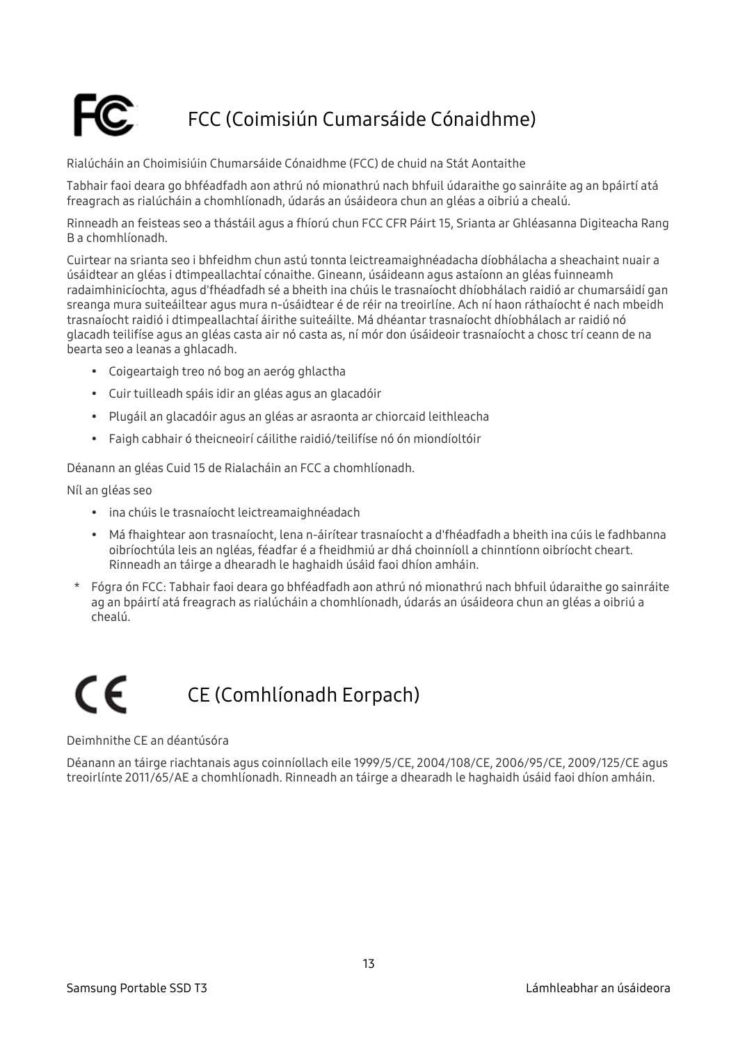# FCC (Coimisiún Cumarsáide Cónaidhme)

Rialúcháin an Choimisiúin Chumarsáide Cónaidhme (FCC) de chuid na Stát Aontaithe

Tabhair faoi deara go bhféadfadh aon athrú nó mionathrú nach bhfuil údaraithe go sainráite ag an bpáirtí atá freagrach as rialúcháin a chomhlíonadh, údarás an úsáideora chun an gléas a oibriú a chealú.

Rinneadh an feisteas seo a thástáil agus a fhíorú chun FCC CFR Páirt 15, Srianta ar Ghléasanna Digiteacha Rang B a chomhlíonadh.

Cuirtear na srianta seo i bhfeidhm chun astú tonnta leictreamaighnéadacha díobhálacha a sheachaint nuair a úsáidtear an gléas i dtimpeallachtaí cónaithe. Gineann, úsáideann agus astaíonn an gléas fuinneamh radaimhinicíochta, agus d'fhéadfadh sé a bheith ina chúis le trasnaíocht dhíobhálach raidió ar chumarsáidí gan sreanga mura suiteáiltear agus mura n-úsáidtear é de réir na treoirlíne. Ach ní haon ráthaíocht é nach mbeidh trasnaíocht raidió i dtimpeallachtaí áirithe suiteáilte. Má dhéantar trasnaíocht dhíobhálach ar raidió nó glacadh teilifíse agus an gléas casta air nó casta as, ní mór don úsáideoir trasnaíocht a chosc trí ceann de na bearta seo a leanas a ghlacadh.

- Coigeartaigh treo nó bog an aeróg ghlactha
- Cuir tuilleadh spáis idir an gléas agus an glacadóir
- Plugáil an glacadóir agus an gléas ar asraonta ar chiorcaid leithleacha
- Faigh cabhair ó theicneoirí cáilithe raidió/teilifíse nó ón miondíoltóir

Déanann an gléas Cuid 15 de Rialacháin an FCC a chomhlíonadh.

Níl an gléas seo

- ina chúis le trasnaíocht leictreamaighnéadach
- Má fhaightear aon trasnaíocht, lena n-áirítear trasnaíocht a d'fhéadfadh a bheith ina cúis le fadhbanna oibríochtúla leis an ngléas, féadfar é a fheidhmiú ar dhá choinníoll a chinntíonn oibríocht cheart. Rinneadh an táirge a dhearadh le haghaidh úsáid faoi dhíon amháin.

\* Fógra ón FCC: Tabhair faoi deara go bhféadfadh aon athrú nó mionathrú nach bhfuil údaraithe go sainráite ag an bpáirtí atá freagrach as rialúcháin a chomhlíonadh, údarás an úsáideora chun an gléas a oibriú a chealú.

# CE (Comhlíonadh Eorpach)

Deimhnithe CE an déantúsóra

Déanann an táirge riachtanais agus coinníollach eile 1999/5/CE, 2004/108/CE, 2006/95/CE, 2009/125/CE agus treoirlínte 2011/65/AE a chomhlíonadh. Rinneadh an táirge a dhearadh le haghaidh úsáid faoi dhíon amháin.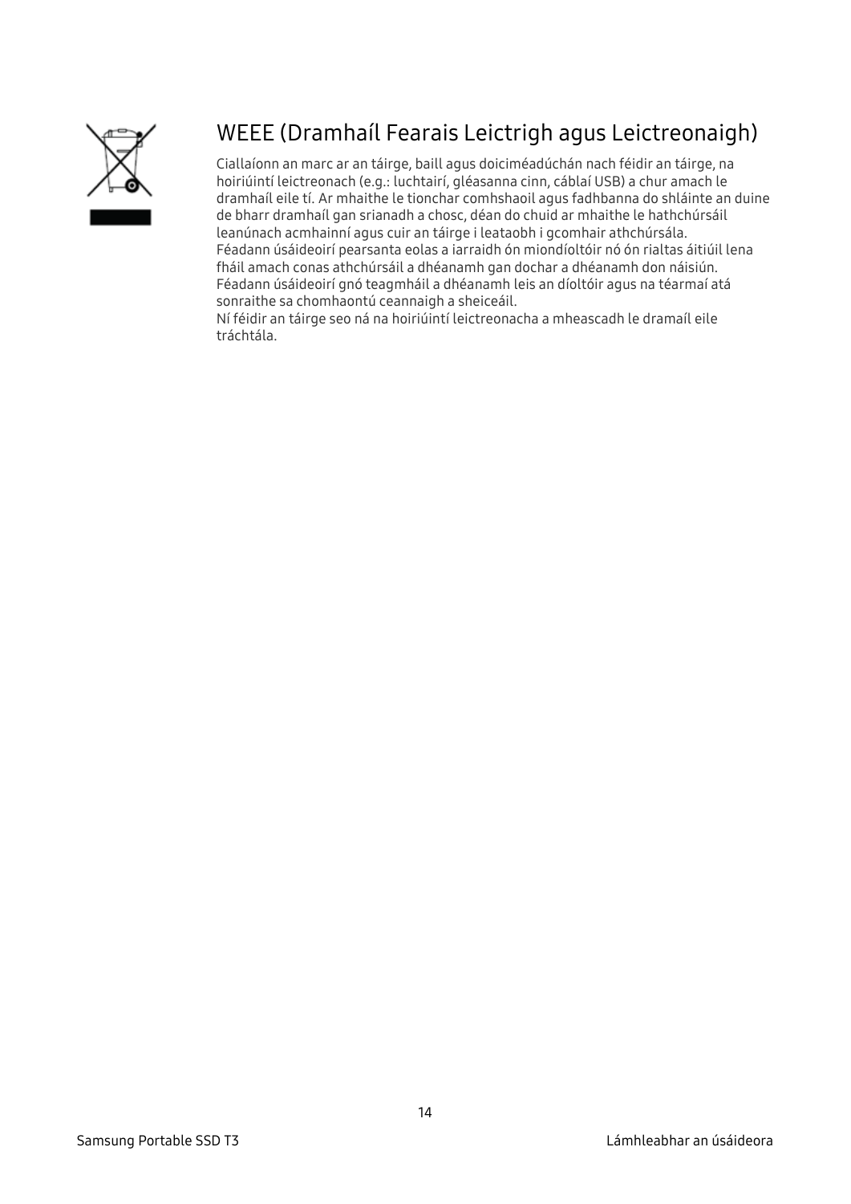## WEEE (Dramhaíl Fearais Leictrigh agus Leictreonaigh)

Ciallaíonn an marc ar an táirge, baill agus doiciméadúchán nach féidir an táirge, na hoiriúintí leictreonach (e.g.: luchtairí, gléasanna cinn, cáblaí USB) a chur amach le dramhaíl eile tí. Ar mhaithe le tionchar comhshaoil agus fadhbanna do shláinte an duine de bharr dramhaíl gan srianadh a chosc, déan do chuid ar mhaithe le hathchúrsáil leanúnach acmhainní agus cuir an táirge i leataobh i gcomhair athchúrsála.
Féadann úsáideoirí pearsanta eolas a iarraidh ón miondíoltóir nó ón rialtas áitiúil lena fháil amach conas athchúrsáil a dhéanamh gan dochar a dhéanamh don náisiún.
Féadann úsáideoirí gnó teagmháil a dhéanamh leis an díoltóir agus na téarmaí atá sonraithe sa chomhaontú ceannaigh a sheiceáil.
Ní féidir an táirge seo ná na hoiriúintí leictreonacha a mheascadh le dramaíl eile tráchtála.